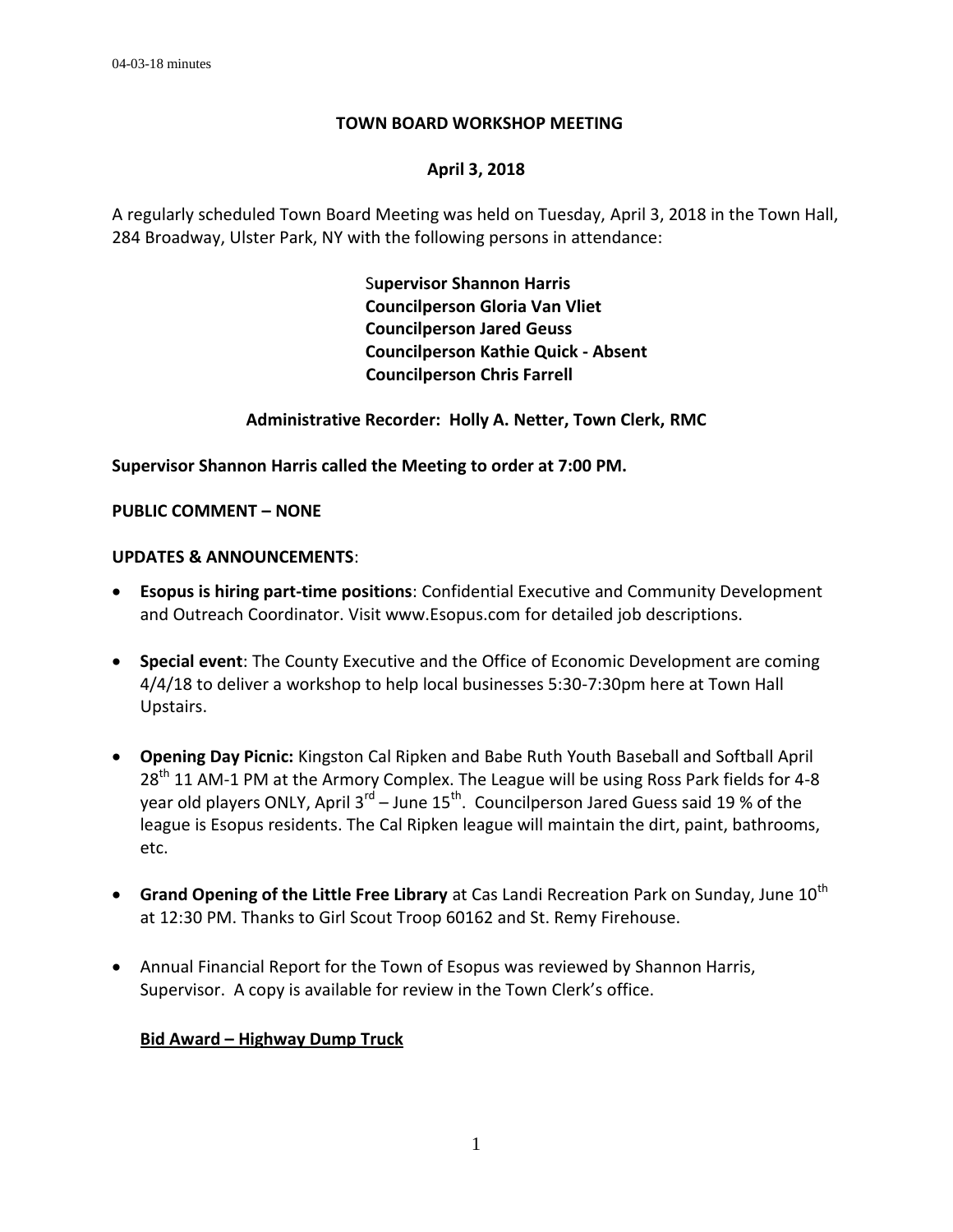# TOWN BOARD WORKSHOP MEETING

## April 3, 2018

A regularly scheduled Town Board Meeting was held on Tuesday, April 3, 2018 in the Town Hall, 284 Broadway, Ulster Park, NY with the following persons in attendance:

**Supervisor Shannon Harris**
**Councilperson Gloria Van Vliet**
**Councilperson Jared Geuss**
**Councilperson Kathie Quick - Absent**
**Councilperson Chris Farrell**

**Administrative Recorder: Holly A. Netter, Town Clerk, RMC**

**Supervisor Shannon Harris called the Meeting to order at 7:00 PM.**

**PUBLIC COMMENT – NONE**

**UPDATES & ANNOUNCEMENTS**:

- **Esopus is hiring part-time positions**: Confidential Executive and Community Development and Outreach Coordinator. Visit www.Esopus.com for detailed job descriptions.
- **Special event**: The County Executive and the Office of Economic Development are coming 4/4/18 to deliver a workshop to help local businesses 5:30-7:30pm here at Town Hall Upstairs.
- **Opening Day Picnic:** Kingston Cal Ripken and Babe Ruth Youth Baseball and Softball April 28th 11 AM-1 PM at the Armory Complex. The League will be using Ross Park fields for 4-8 year old players ONLY, April 3rd – June 15th. Councilperson Jared Guess said 19 % of the league is Esopus residents. The Cal Ripken league will maintain the dirt, paint, bathrooms, etc.
- **Grand Opening of the Little Free Library** at Cas Landi Recreation Park on Sunday, June 10th at 12:30 PM. Thanks to Girl Scout Troop 60162 and St. Remy Firehouse.
- Annual Financial Report for the Town of Esopus was reviewed by Shannon Harris, Supervisor. A copy is available for review in the Town Clerk's office.

**<u>Bid Award – Highway Dump Truck</u>**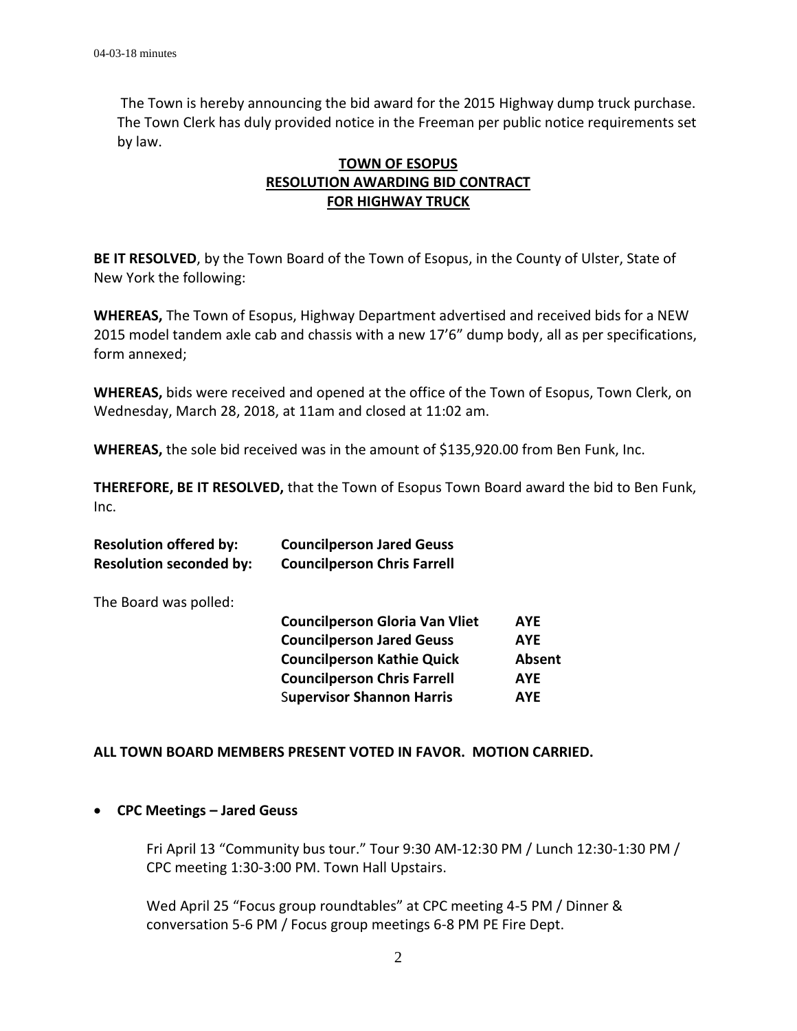The Town is hereby announcing the bid award for the 2015 Highway dump truck purchase. The Town Clerk has duly provided notice in the Freeman per public notice requirements set by law.

**TOWN OF ESOPUS**
**RESOLUTION AWARDING BID CONTRACT**
**FOR HIGHWAY TRUCK**

**BE IT RESOLVED**, by the Town Board of the Town of Esopus, in the County of Ulster, State of New York the following:

**WHEREAS,** The Town of Esopus, Highway Department advertised and received bids for a NEW 2015 model tandem axle cab and chassis with a new 17'6" dump body, all as per specifications, form annexed;

**WHEREAS,** bids were received and opened at the office of the Town of Esopus, Town Clerk, on Wednesday, March 28, 2018, at 11am and closed at 11:02 am.

**WHEREAS,** the sole bid received was in the amount of $135,920.00 from Ben Funk, Inc.

**THEREFORE, BE IT RESOLVED,** that the Town of Esopus Town Board award the bid to Ben Funk, Inc.

**Resolution offered by:** **Councilperson Jared Geuss**
**Resolution seconded by:** **Councilperson Chris Farrell**

The Board was polled:

| | |
|---|---|
| **Councilperson Gloria Van Vliet** | **AYE** |
| **Councilperson Jared Geuss** | **AYE** |
| **Councilperson Kathie Quick** | **Absent** |
| **Councilperson Chris Farrell** | **AYE** |
| **Supervisor Shannon Harris** | **AYE** |

**ALL TOWN BOARD MEMBERS PRESENT VOTED IN FAVOR. MOTION CARRIED.**

- **CPC Meetings – Jared Geuss**

  Fri April 13 "Community bus tour." Tour 9:30 AM-12:30 PM / Lunch 12:30-1:30 PM / CPC meeting 1:30-3:00 PM. Town Hall Upstairs.

  Wed April 25 "Focus group roundtables" at CPC meeting 4-5 PM / Dinner & conversation 5-6 PM / Focus group meetings 6-8 PM PE Fire Dept.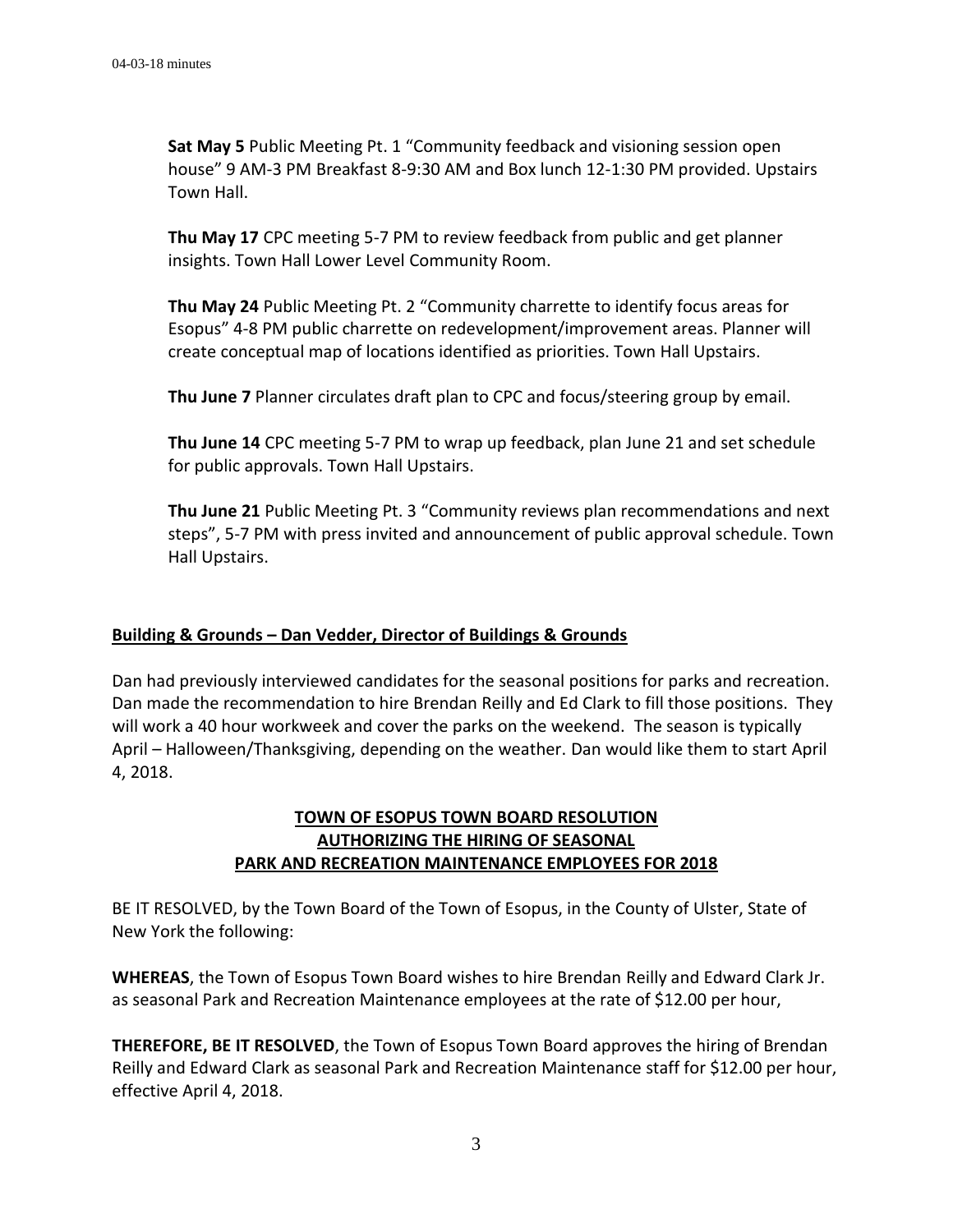**Sat May 5** Public Meeting Pt. 1 "Community feedback and visioning session open house" 9 AM-3 PM Breakfast 8-9:30 AM and Box lunch 12-1:30 PM provided. Upstairs Town Hall.

**Thu May 17** CPC meeting 5-7 PM to review feedback from public and get planner insights. Town Hall Lower Level Community Room.

**Thu May 24** Public Meeting Pt. 2 "Community charrette to identify focus areas for Esopus" 4-8 PM public charrette on redevelopment/improvement areas. Planner will create conceptual map of locations identified as priorities. Town Hall Upstairs.

**Thu June 7** Planner circulates draft plan to CPC and focus/steering group by email.

**Thu June 14** CPC meeting 5-7 PM to wrap up feedback, plan June 21 and set schedule for public approvals. Town Hall Upstairs.

**Thu June 21** Public Meeting Pt. 3 "Community reviews plan recommendations and next steps", 5-7 PM with press invited and announcement of public approval schedule. Town Hall Upstairs.

**Building & Grounds – Dan Vedder, Director of Buildings & Grounds**

Dan had previously interviewed candidates for the seasonal positions for parks and recreation. Dan made the recommendation to hire Brendan Reilly and Ed Clark to fill those positions. They will work a 40 hour workweek and cover the parks on the weekend. The season is typically April – Halloween/Thanksgiving, depending on the weather. Dan would like them to start April 4, 2018.

**TOWN OF ESOPUS TOWN BOARD RESOLUTION**
**AUTHORIZING THE HIRING OF SEASONAL**
**PARK AND RECREATION MAINTENANCE EMPLOYEES FOR 2018**

BE IT RESOLVED, by the Town Board of the Town of Esopus, in the County of Ulster, State of New York the following:

**WHEREAS**, the Town of Esopus Town Board wishes to hire Brendan Reilly and Edward Clark Jr. as seasonal Park and Recreation Maintenance employees at the rate of $12.00 per hour,

**THEREFORE, BE IT RESOLVED**, the Town of Esopus Town Board approves the hiring of Brendan Reilly and Edward Clark as seasonal Park and Recreation Maintenance staff for $12.00 per hour, effective April 4, 2018.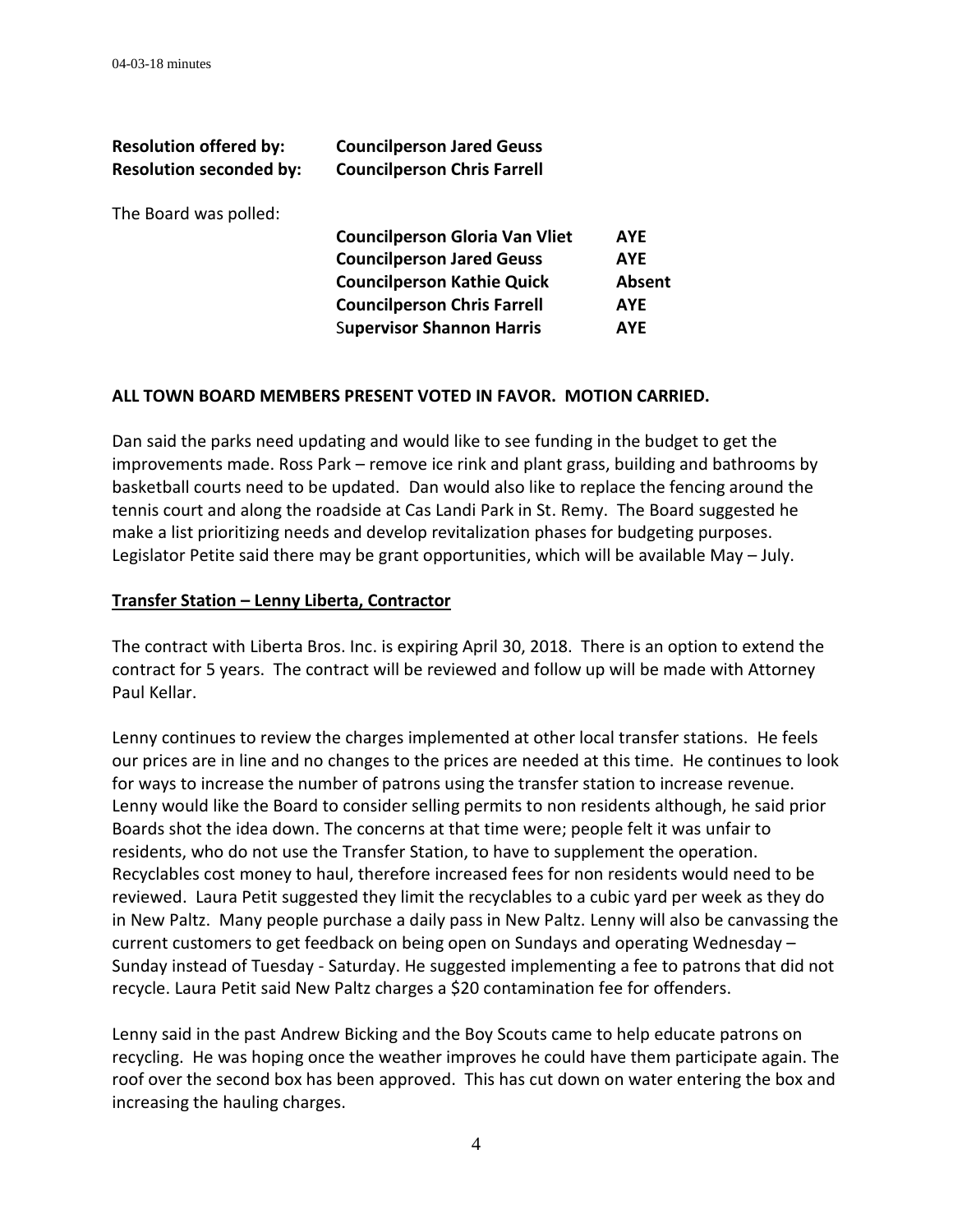**Resolution offered by:** **Councilperson Jared Geuss**
**Resolution seconded by:** **Councilperson Chris Farrell**

The Board was polled:

| | | |
|---|---|---|
| | **Councilperson Gloria Van Vliet** | **AYE** |
| | **Councilperson Jared Geuss** | **AYE** |
| | **Councilperson Kathie Quick** | **Absent** |
| | **Councilperson Chris Farrell** | **AYE** |
| | **Supervisor Shannon Harris** | **AYE** |

**ALL TOWN BOARD MEMBERS PRESENT VOTED IN FAVOR. MOTION CARRIED.**

Dan said the parks need updating and would like to see funding in the budget to get the improvements made. Ross Park – remove ice rink and plant grass, building and bathrooms by basketball courts need to be updated. Dan would also like to replace the fencing around the tennis court and along the roadside at Cas Landi Park in St. Remy. The Board suggested he make a list prioritizing needs and develop revitalization phases for budgeting purposes. Legislator Petite said there may be grant opportunities, which will be available May – July.

**<u>Transfer Station – Lenny Liberta, Contractor</u>**

The contract with Liberta Bros. Inc. is expiring April 30, 2018. There is an option to extend the contract for 5 years. The contract will be reviewed and follow up will be made with Attorney Paul Kellar.

Lenny continues to review the charges implemented at other local transfer stations. He feels our prices are in line and no changes to the prices are needed at this time. He continues to look for ways to increase the number of patrons using the transfer station to increase revenue. Lenny would like the Board to consider selling permits to non residents although, he said prior Boards shot the idea down. The concerns at that time were; people felt it was unfair to residents, who do not use the Transfer Station, to have to supplement the operation. Recyclables cost money to haul, therefore increased fees for non residents would need to be reviewed. Laura Petit suggested they limit the recyclables to a cubic yard per week as they do in New Paltz. Many people purchase a daily pass in New Paltz. Lenny will also be canvassing the current customers to get feedback on being open on Sundays and operating Wednesday – Sunday instead of Tuesday - Saturday. He suggested implementing a fee to patrons that did not recycle. Laura Petit said New Paltz charges a $20 contamination fee for offenders.

Lenny said in the past Andrew Bicking and the Boy Scouts came to help educate patrons on recycling. He was hoping once the weather improves he could have them participate again. The roof over the second box has been approved. This has cut down on water entering the box and increasing the hauling charges.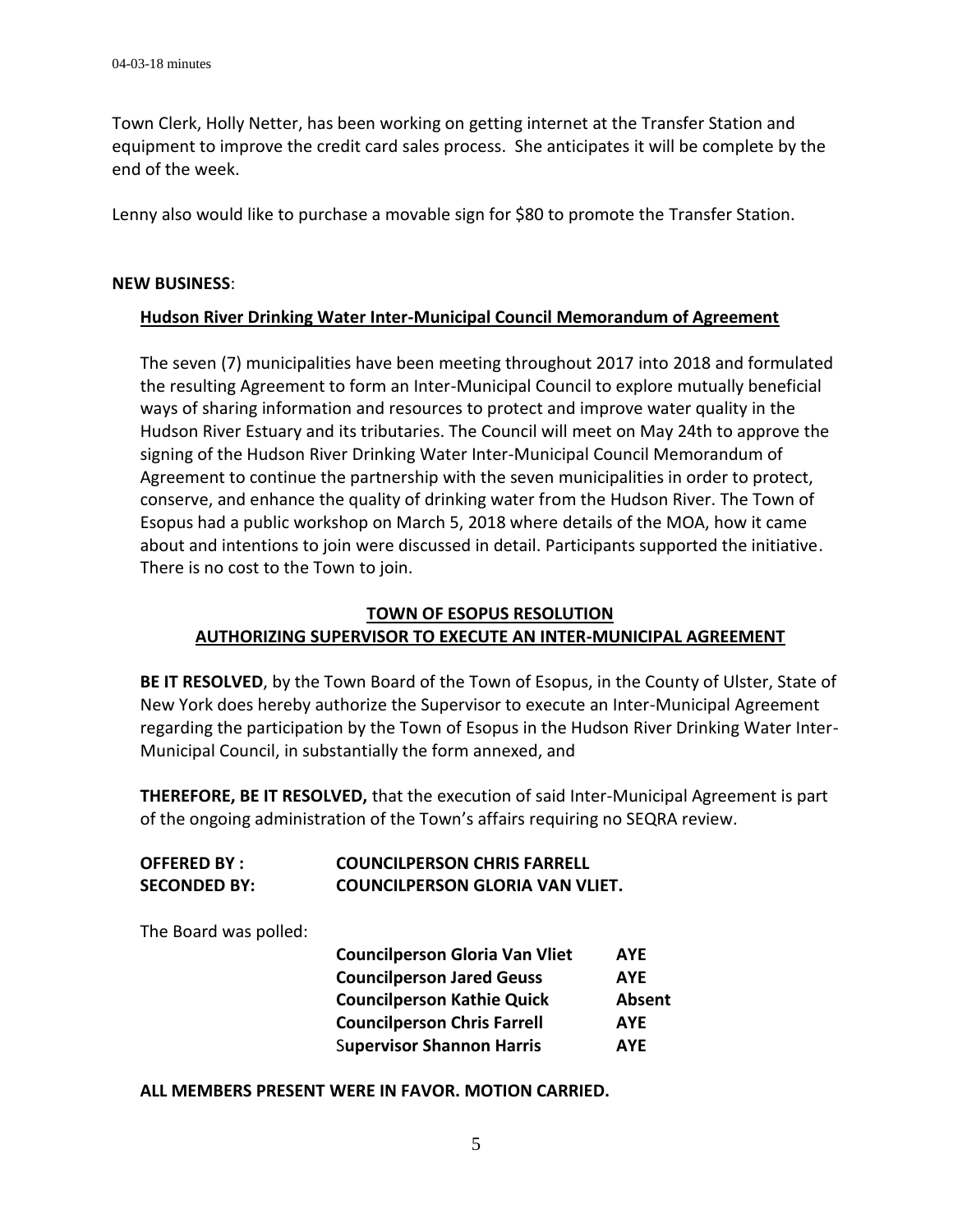Town Clerk, Holly Netter, has been working on getting internet at the Transfer Station and equipment to improve the credit card sales process. She anticipates it will be complete by the end of the week.

Lenny also would like to purchase a movable sign for $80 to promote the Transfer Station.

**NEW BUSINESS**:

**Hudson River Drinking Water Inter-Municipal Council Memorandum of Agreement**

The seven (7) municipalities have been meeting throughout 2017 into 2018 and formulated the resulting Agreement to form an Inter-Municipal Council to explore mutually beneficial ways of sharing information and resources to protect and improve water quality in the Hudson River Estuary and its tributaries. The Council will meet on May 24th to approve the signing of the Hudson River Drinking Water Inter-Municipal Council Memorandum of Agreement to continue the partnership with the seven municipalities in order to protect, conserve, and enhance the quality of drinking water from the Hudson River. The Town of Esopus had a public workshop on March 5, 2018 where details of the MOA, how it came about and intentions to join were discussed in detail. Participants supported the initiative. There is no cost to the Town to join.

**TOWN OF ESOPUS RESOLUTION**
**AUTHORIZING SUPERVISOR TO EXECUTE AN INTER-MUNICIPAL AGREEMENT**

**BE IT RESOLVED**, by the Town Board of the Town of Esopus, in the County of Ulster, State of New York does hereby authorize the Supervisor to execute an Inter-Municipal Agreement regarding the participation by the Town of Esopus in the Hudson River Drinking Water Inter-Municipal Council, in substantially the form annexed, and

**THEREFORE, BE IT RESOLVED,** that the execution of said Inter-Municipal Agreement is part of the ongoing administration of the Town's affairs requiring no SEQRA review.

**OFFERED BY : COUNCILPERSON CHRIS FARRELL**
**SECONDED BY: COUNCILPERSON GLORIA VAN VLIET.**

The Board was polled:

| | |
|---|---|
| **Councilperson Gloria Van Vliet** | **AYE** |
| **Councilperson Jared Geuss** | **AYE** |
| **Councilperson Kathie Quick** | **Absent** |
| **Councilperson Chris Farrell** | **AYE** |
| **Supervisor Shannon Harris** | **AYE** |

**ALL MEMBERS PRESENT WERE IN FAVOR. MOTION CARRIED.**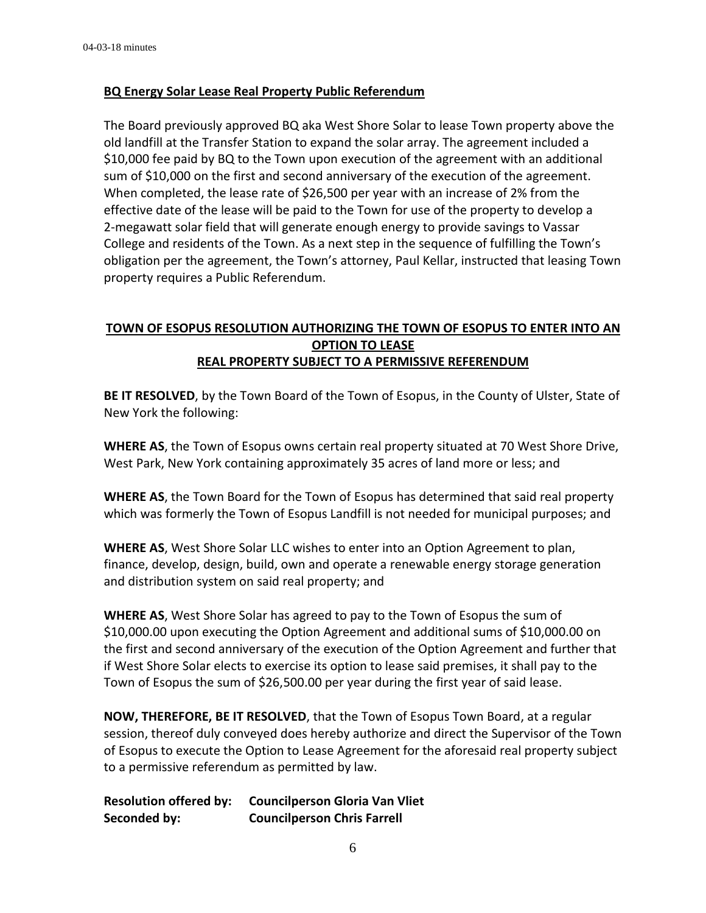**BQ Energy Solar Lease Real Property Public Referendum**

The Board previously approved BQ aka West Shore Solar to lease Town property above the old landfill at the Transfer Station to expand the solar array. The agreement included a $10,000 fee paid by BQ to the Town upon execution of the agreement with an additional sum of $10,000 on the first and second anniversary of the execution of the agreement. When completed, the lease rate of $26,500 per year with an increase of 2% from the effective date of the lease will be paid to the Town for use of the property to develop a 2-megawatt solar field that will generate enough energy to provide savings to Vassar College and residents of the Town. As a next step in the sequence of fulfilling the Town's obligation per the agreement, the Town's attorney, Paul Kellar, instructed that leasing Town property requires a Public Referendum.

**TOWN OF ESOPUS RESOLUTION AUTHORIZING THE TOWN OF ESOPUS TO ENTER INTO AN OPTION TO LEASE REAL PROPERTY SUBJECT TO A PERMISSIVE REFERENDUM**

**BE IT RESOLVED**, by the Town Board of the Town of Esopus, in the County of Ulster, State of New York the following:

**WHERE AS**, the Town of Esopus owns certain real property situated at 70 West Shore Drive, West Park, New York containing approximately 35 acres of land more or less; and

**WHERE AS**, the Town Board for the Town of Esopus has determined that said real property which was formerly the Town of Esopus Landfill is not needed for municipal purposes; and

**WHERE AS**, West Shore Solar LLC wishes to enter into an Option Agreement to plan, finance, develop, design, build, own and operate a renewable energy storage generation and distribution system on said real property; and

**WHERE AS**, West Shore Solar has agreed to pay to the Town of Esopus the sum of $10,000.00 upon executing the Option Agreement and additional sums of $10,000.00 on the first and second anniversary of the execution of the Option Agreement and further that if West Shore Solar elects to exercise its option to lease said premises, it shall pay to the Town of Esopus the sum of $26,500.00 per year during the first year of said lease.

**NOW, THEREFORE, BE IT RESOLVED**, that the Town of Esopus Town Board, at a regular session, thereof duly conveyed does hereby authorize and direct the Supervisor of the Town of Esopus to execute the Option to Lease Agreement for the aforesaid real property subject to a permissive referendum as permitted by law.

**Resolution offered by: Councilperson Gloria Van Vliet**
**Seconded by: Councilperson Chris Farrell**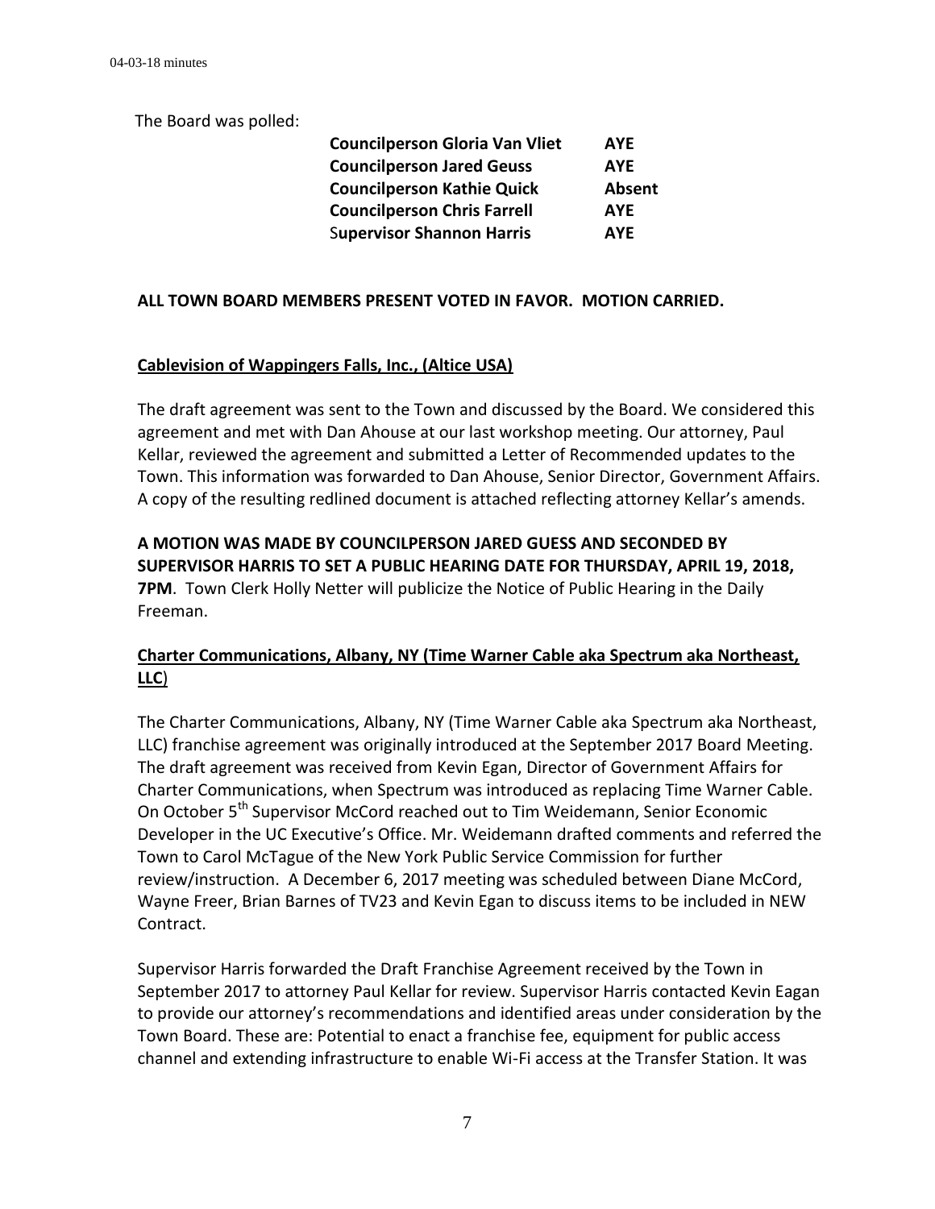The Board was polled:

| | |
|---|---|
| **Councilperson Gloria Van Vliet** | **AYE** |
| **Councilperson Jared Geuss** | **AYE** |
| **Councilperson Kathie Quick** | **Absent** |
| **Councilperson Chris Farrell** | **AYE** |
| **Supervisor Shannon Harris** | **AYE** |

**ALL TOWN BOARD MEMBERS PRESENT VOTED IN FAVOR. MOTION CARRIED.**

**Cablevision of Wappingers Falls, Inc., (Altice USA)**

The draft agreement was sent to the Town and discussed by the Board. We considered this agreement and met with Dan Ahouse at our last workshop meeting. Our attorney, Paul Kellar, reviewed the agreement and submitted a Letter of Recommended updates to the Town. This information was forwarded to Dan Ahouse, Senior Director, Government Affairs. A copy of the resulting redlined document is attached reflecting attorney Kellar's amends.

**A MOTION WAS MADE BY COUNCILPERSON JARED GUESS AND SECONDED BY SUPERVISOR HARRIS TO SET A PUBLIC HEARING DATE FOR THURSDAY, APRIL 19, 2018, 7PM**. Town Clerk Holly Netter will publicize the Notice of Public Hearing in the Daily Freeman.

**Charter Communications, Albany, NY (Time Warner Cable aka Spectrum aka Northeast, LLC)**

The Charter Communications, Albany, NY (Time Warner Cable aka Spectrum aka Northeast, LLC) franchise agreement was originally introduced at the September 2017 Board Meeting. The draft agreement was received from Kevin Egan, Director of Government Affairs for Charter Communications, when Spectrum was introduced as replacing Time Warner Cable. On October 5th Supervisor McCord reached out to Tim Weidemann, Senior Economic Developer in the UC Executive's Office. Mr. Weidemann drafted comments and referred the Town to Carol McTague of the New York Public Service Commission for further review/instruction. A December 6, 2017 meeting was scheduled between Diane McCord, Wayne Freer, Brian Barnes of TV23 and Kevin Egan to discuss items to be included in NEW Contract.

Supervisor Harris forwarded the Draft Franchise Agreement received by the Town in September 2017 to attorney Paul Kellar for review. Supervisor Harris contacted Kevin Eagan to provide our attorney's recommendations and identified areas under consideration by the Town Board. These are: Potential to enact a franchise fee, equipment for public access channel and extending infrastructure to enable Wi-Fi access at the Transfer Station. It was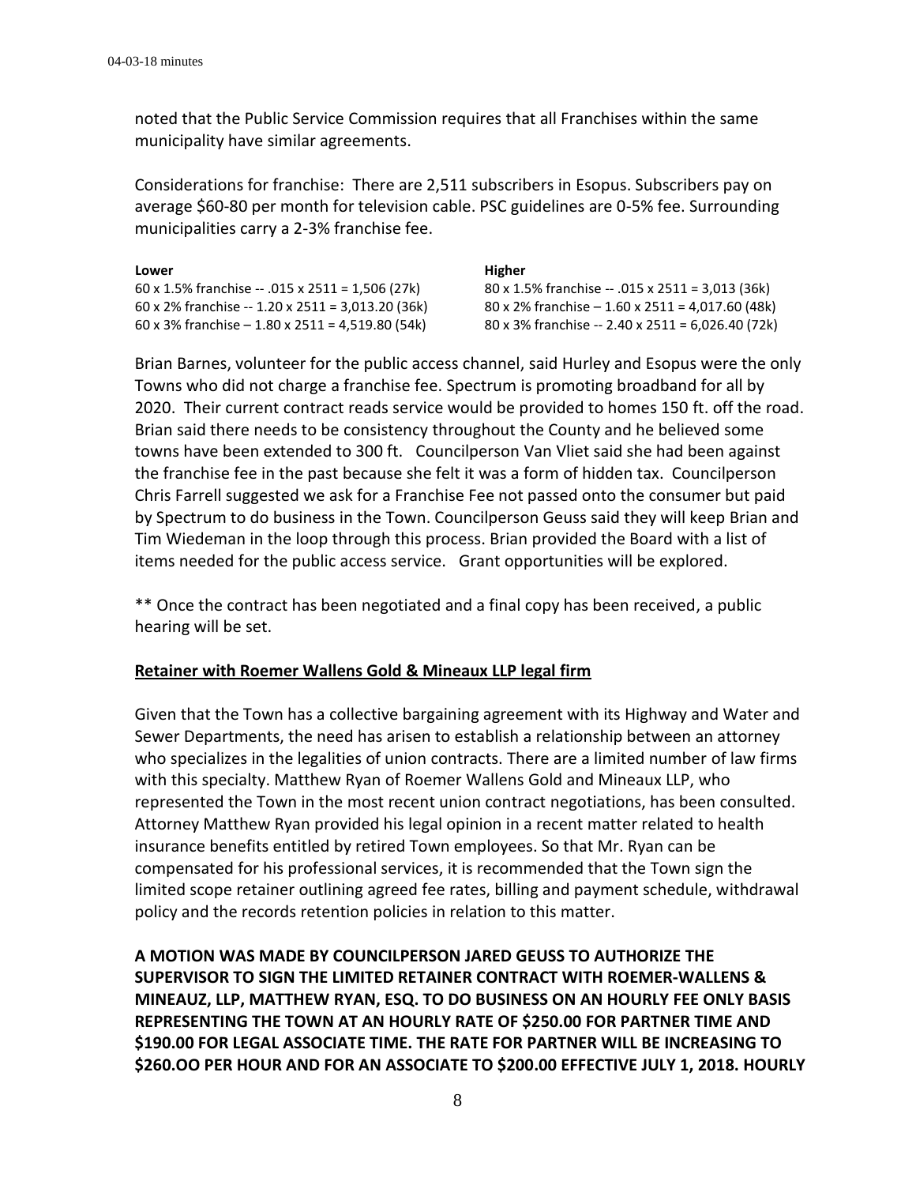noted that the Public Service Commission requires that all Franchises within the same municipality have similar agreements.

Considerations for franchise: There are 2,511 subscribers in Esopus. Subscribers pay on average $60-80 per month for television cable. PSC guidelines are 0-5% fee. Surrounding municipalities carry a 2-3% franchise fee.

| Lower | Higher |
|---|---|
| 60 x 1.5% franchise -- .015 x 2511 = 1,506 (27k) | 80 x 1.5% franchise -- .015 x 2511 = 3,013 (36k) |
| 60 x 2% franchise -- 1.20 x 2511 = 3,013.20 (36k) | 80 x 2% franchise – 1.60 x 2511 = 4,017.60 (48k) |
| 60 x 3% franchise – 1.80 x 2511 = 4,519.80 (54k) | 80 x 3% franchise -- 2.40 x 2511 = 6,026.40 (72k) |

Brian Barnes, volunteer for the public access channel, said Hurley and Esopus were the only Towns who did not charge a franchise fee. Spectrum is promoting broadband for all by 2020. Their current contract reads service would be provided to homes 150 ft. off the road. Brian said there needs to be consistency throughout the County and he believed some towns have been extended to 300 ft. Councilperson Van Vliet said she had been against the franchise fee in the past because she felt it was a form of hidden tax. Councilperson Chris Farrell suggested we ask for a Franchise Fee not passed onto the consumer but paid by Spectrum to do business in the Town. Councilperson Geuss said they will keep Brian and Tim Wiedeman in the loop through this process. Brian provided the Board with a list of items needed for the public access service. Grant opportunities will be explored.

** Once the contract has been negotiated and a final copy has been received, a public hearing will be set.

**Retainer with Roemer Wallens Gold & Mineaux LLP legal firm**

Given that the Town has a collective bargaining agreement with its Highway and Water and Sewer Departments, the need has arisen to establish a relationship between an attorney who specializes in the legalities of union contracts. There are a limited number of law firms with this specialty. Matthew Ryan of Roemer Wallens Gold and Mineaux LLP, who represented the Town in the most recent union contract negotiations, has been consulted. Attorney Matthew Ryan provided his legal opinion in a recent matter related to health insurance benefits entitled by retired Town employees. So that Mr. Ryan can be compensated for his professional services, it is recommended that the Town sign the limited scope retainer outlining agreed fee rates, billing and payment schedule, withdrawal policy and the records retention policies in relation to this matter.

**A MOTION WAS MADE BY COUNCILPERSON JARED GEUSS TO AUTHORIZE THE SUPERVISOR TO SIGN THE LIMITED RETAINER CONTRACT WITH ROEMER-WALLENS & MINEAUZ, LLP, MATTHEW RYAN, ESQ. TO DO BUSINESS ON AN HOURLY FEE ONLY BASIS REPRESENTING THE TOWN AT AN HOURLY RATE OF $250.00 FOR PARTNER TIME AND $190.00 FOR LEGAL ASSOCIATE TIME. THE RATE FOR PARTNER WILL BE INCREASING TO $260.OO PER HOUR AND FOR AN ASSOCIATE TO $200.00 EFFECTIVE JULY 1, 2018. HOURLY**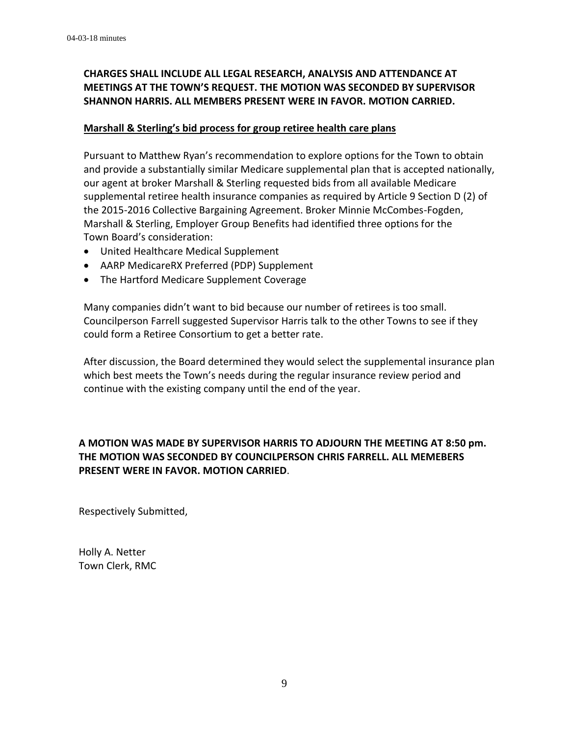**CHARGES SHALL INCLUDE ALL LEGAL RESEARCH, ANALYSIS AND ATTENDANCE AT MEETINGS AT THE TOWN'S REQUEST. THE MOTION WAS SECONDED BY SUPERVISOR SHANNON HARRIS. ALL MEMBERS PRESENT WERE IN FAVOR. MOTION CARRIED.**

**Marshall & Sterling's bid process for group retiree health care plans**

Pursuant to Matthew Ryan's recommendation to explore options for the Town to obtain and provide a substantially similar Medicare supplemental plan that is accepted nationally, our agent at broker Marshall & Sterling requested bids from all available Medicare supplemental retiree health insurance companies as required by Article 9 Section D (2) of the 2015-2016 Collective Bargaining Agreement. Broker Minnie McCombes-Fogden, Marshall & Sterling, Employer Group Benefits had identified three options for the Town Board's consideration:

- United Healthcare Medical Supplement
- AARP MedicareRX Preferred (PDP) Supplement
- The Hartford Medicare Supplement Coverage

Many companies didn't want to bid because our number of retirees is too small. Councilperson Farrell suggested Supervisor Harris talk to the other Towns to see if they could form a Retiree Consortium to get a better rate.

After discussion, the Board determined they would select the supplemental insurance plan which best meets the Town's needs during the regular insurance review period and continue with the existing company until the end of the year.

**A MOTION WAS MADE BY SUPERVISOR HARRIS TO ADJOURN THE MEETING AT 8:50 pm. THE MOTION WAS SECONDED BY COUNCILPERSON CHRIS FARRELL. ALL MEMEBERS PRESENT WERE IN FAVOR. MOTION CARRIED**.

Respectively Submitted,

Holly A. Netter
Town Clerk, RMC